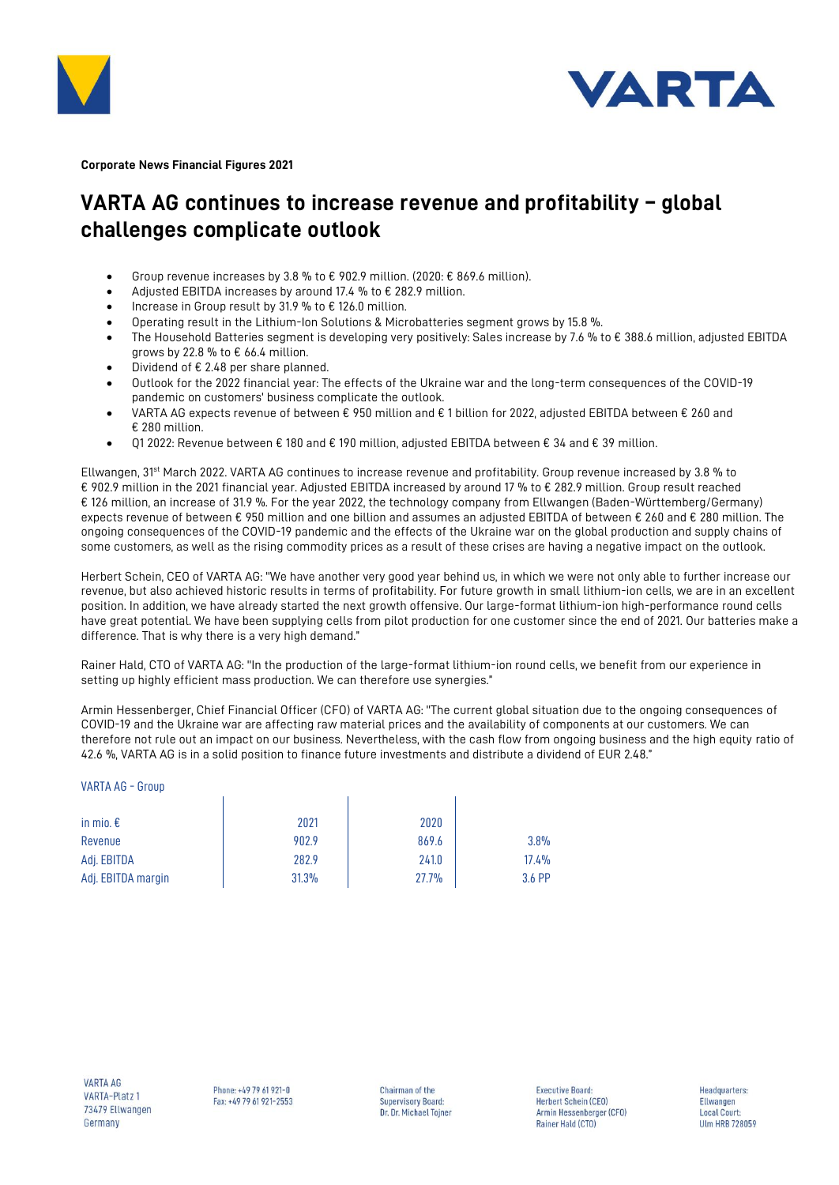**Corporate News Financial Figures 2021**

# VARTA AG continues to increase revenue and profitability – global challenges complicate outlook

- Group revenue increases by 3.8 % to € 902.9 million. (2020: € 869.6 million).
- Adjusted EBITDA increases by around 17.4 % to € 282.9 million.
- Increase in Group result by 31.9 % to € 126.0 million.
- Operating result in the Lithium-Ion Solutions & Microbatteries segment grows by 15.8 %.
- The Household Batteries segment is developing very positively: Sales increase by 7.6 % to € 388.6 million, adjusted EBITDA grows by 22.8 % to € 66.4 million.
- Dividend of € 2.48 per share planned.
- Outlook for the 2022 financial year: The effects of the Ukraine war and the long-term consequences of the COVID-19 pandemic on customers' business complicate the outlook.
- VARTA AG expects revenue of between € 950 million and € 1 billion for 2022, adjusted EBITDA between € 260 and € 280 million.
- Q1 2022: Revenue between € 180 and € 190 million, adjusted EBITDA between € 34 and € 39 million.

Ellwangen, 31st March 2022. VARTA AG continues to increase revenue and profitability. Group revenue increased by 3.8 % to € 902.9 million in the 2021 financial year. Adjusted EBITDA increased by around 17 % to € 282.9 million. Group result reached € 126 million, an increase of 31.9 %. For the year 2022, the technology company from Ellwangen (Baden-Württemberg/Germany) expects revenue of between € 950 million and one billion and assumes an adjusted EBITDA of between € 260 and € 280 million. The ongoing consequences of the COVID-19 pandemic and the effects of the Ukraine war on the global production and supply chains of some customers, as well as the rising commodity prices as a result of these crises are having a negative impact on the outlook.

Herbert Schein, CEO of VARTA AG: "We have another very good year behind us, in which we were not only able to further increase our revenue, but also achieved historic results in terms of profitability. For future growth in small lithium-ion cells, we are in an excellent position. In addition, we have already started the next growth offensive. Our large-format lithium-ion high-performance round cells have great potential. We have been supplying cells from pilot production for one customer since the end of 2021. Our batteries make a difference. That is why there is a very high demand."

Rainer Hald, CTO of VARTA AG: "In the production of the large-format lithium-ion round cells, we benefit from our experience in setting up highly efficient mass production. We can therefore use synergies."

Armin Hessenberger, Chief Financial Officer (CFO) of VARTA AG: "The current global situation due to the ongoing consequences of COVID-19 and the Ukraine war are affecting raw material prices and the availability of components at our customers. We can therefore not rule out an impact on our business. Nevertheless, with the cash flow from ongoing business and the high equity ratio of 42.6 %, VARTA AG is in a solid position to finance future investments and distribute a dividend of EUR 2.48."

VARTA AG - Group

| in mio. € | 2021 | 2020 | |
|---|---|---|---|
| Revenue | 902.9 | 869.6 | 3.8% |
| Adj. EBITDA | 282.9 | 241.0 | 17.4% |
| Adj. EBITDA margin | 31.3% | 27.7% | 3.6 PP |

VARTA AG
VARTA-Platz 1
73479 Ellwangen
Germany

Phone: +49 79 61 921-0
Fax: +49 79 61 921-2553

Chairman of the Supervisory Board:
Dr. Dr. Michael Tojner

Executive Board:
Herbert Schein (CEO)
Armin Hessenberger (CFO)
Rainer Hald (CTO)

Headquarters:
Ellwangen
Local Court:
Ulm HRB 728059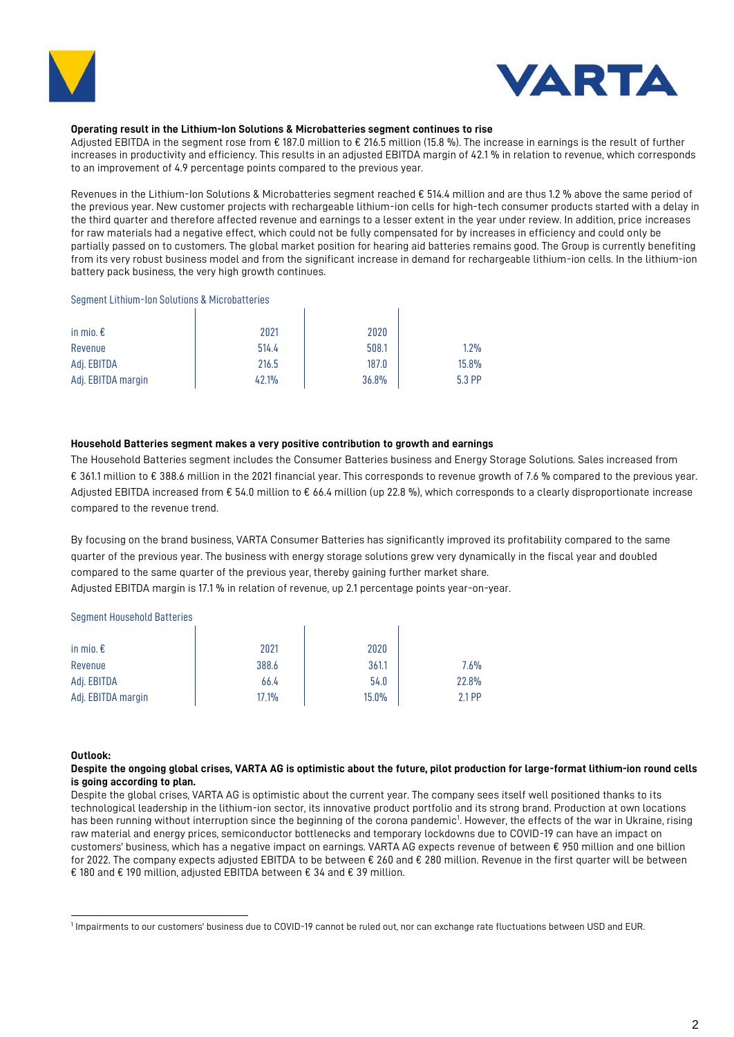**Operating result in the Lithium-Ion Solutions & Microbatteries segment continues to rise**

Adjusted EBITDA in the segment rose from € 187.0 million to € 216.5 million (15.8 %). The increase in earnings is the result of further increases in productivity and efficiency. This results in an adjusted EBITDA margin of 42.1 % in relation to revenue, which corresponds to an improvement of 4.9 percentage points compared to the previous year.

Revenues in the Lithium-Ion Solutions & Microbatteries segment reached € 514.4 million and are thus 1.2 % above the same period of the previous year. New customer projects with rechargeable lithium-ion cells for high-tech consumer products started with a delay in the third quarter and therefore affected revenue and earnings to a lesser extent in the year under review. In addition, price increases for raw materials had a negative effect, which could not be fully compensated for by increases in efficiency and could only be partially passed on to customers. The global market position for hearing aid batteries remains good. The Group is currently benefiting from its very robust business model and from the significant increase in demand for rechargeable lithium-ion cells. In the lithium-ion battery pack business, the very high growth continues.

Segment Lithium-Ion Solutions & Microbatteries

| in mio. € | 2021 | 2020 | |
|---|---|---|---|
| Revenue | 514.4 | 508.1 | 1.2% |
| Adj. EBITDA | 216.5 | 187.0 | 15.8% |
| Adj. EBITDA margin | 42.1% | 36.8% | 5.3 PP |

**Household Batteries segment makes a very positive contribution to growth and earnings**

The Household Batteries segment includes the Consumer Batteries business and Energy Storage Solutions. Sales increased from € 361.1 million to € 388.6 million in the 2021 financial year. This corresponds to revenue growth of 7.6 % compared to the previous year. Adjusted EBITDA increased from € 54.0 million to € 66.4 million (up 22.8 %), which corresponds to a clearly disproportionate increase compared to the revenue trend.

By focusing on the brand business, VARTA Consumer Batteries has significantly improved its profitability compared to the same quarter of the previous year. The business with energy storage solutions grew very dynamically in the fiscal year and doubled compared to the same quarter of the previous year, thereby gaining further market share.
Adjusted EBITDA margin is 17.1 % in relation of revenue, up 2.1 percentage points year-on-year.

Segment Household Batteries

| in mio. € | 2021 | 2020 | |
|---|---|---|---|
| Revenue | 388.6 | 361.1 | 7.6% |
| Adj. EBITDA | 66.4 | 54.0 | 22.8% |
| Adj. EBITDA margin | 17.1% | 15.0% | 2.1 PP |

**Outlook:**

**Despite the ongoing global crises, VARTA AG is optimistic about the future, pilot production for large-format lithium-ion round cells is going according to plan.**

Despite the global crises, VARTA AG is optimistic about the current year. The company sees itself well positioned thanks to its technological leadership in the lithium-ion sector, its innovative product portfolio and its strong brand. Production at own locations has been running without interruption since the beginning of the corona pandemic[1]. However, the effects of the war in Ukraine, rising raw material and energy prices, semiconductor bottlenecks and temporary lockdowns due to COVID-19 can have an impact on customers' business, which has a negative impact on earnings. VARTA AG expects revenue of between € 950 million and one billion for 2022. The company expects adjusted EBITDA to be between € 260 and € 280 million. Revenue in the first quarter will be between € 180 and € 190 million, adjusted EBITDA between € 34 and € 39 million.

---

[1] Impairments to our customers' business due to COVID-19 cannot be ruled out, nor can exchange rate fluctuations between USD and EUR.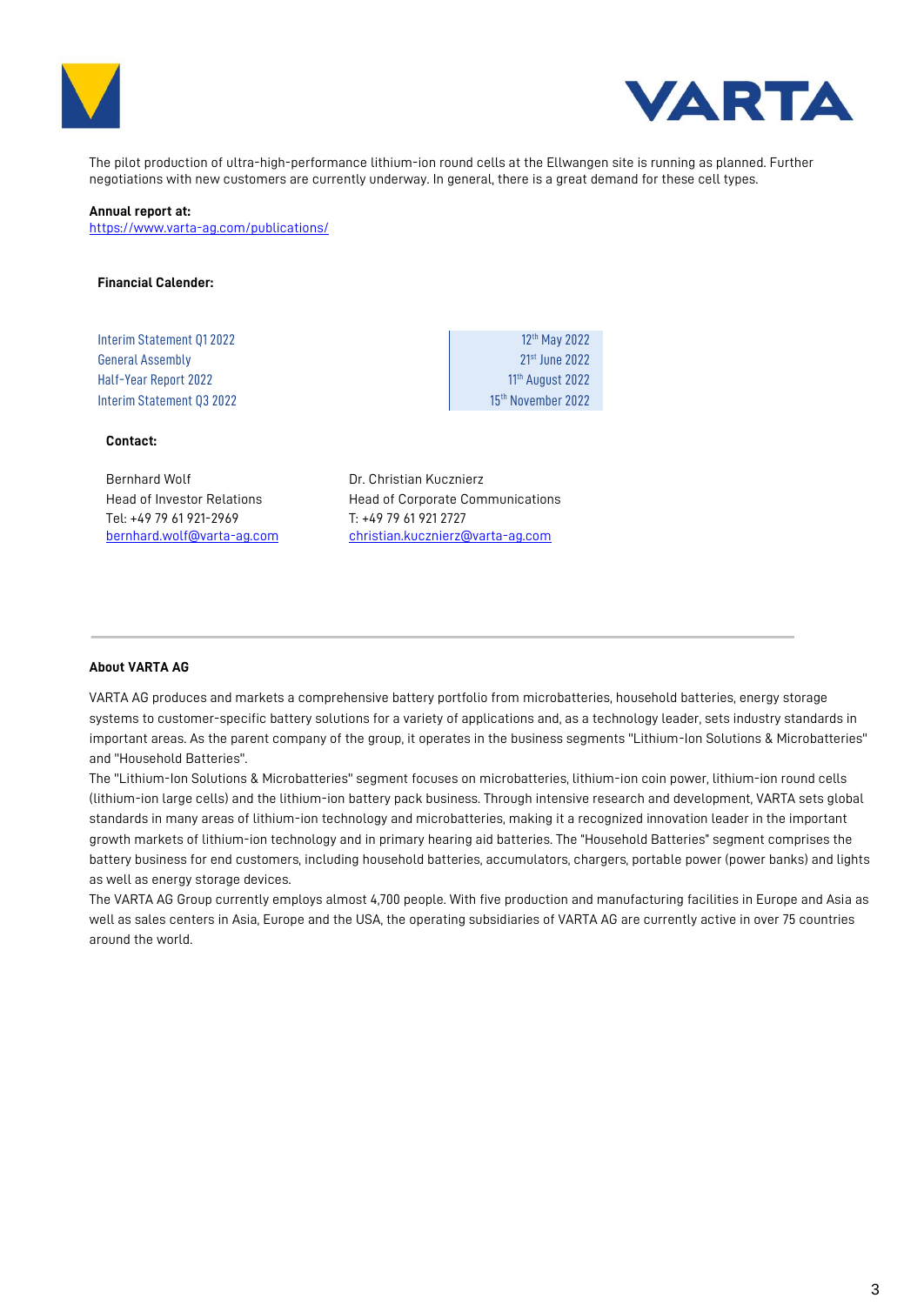The pilot production of ultra-high-performance lithium-ion round cells at the Ellwangen site is running as planned. Further negotiations with new customers are currently underway. In general, there is a great demand for these cell types.

**Annual report at:**
https://www.varta-ag.com/publications/

**Financial Calender:**

| | |
|---|---|
| Interim Statement Q1 2022 | 12th May 2022 |
| General Assembly | 21st June 2022 |
| Half-Year Report 2022 | 11th August 2022 |
| Interim Statement Q3 2022 | 15th November 2022 |

**Contact:**

Bernhard Wolf
Head of Investor Relations
Tel: +49 79 61 921-2969
bernhard.wolf@varta-ag.com

Dr. Christian Kucznierz
Head of Corporate Communications
T: +49 79 61 921 2727
christian.kucznierz@varta-ag.com

---

**About VARTA AG**

VARTA AG produces and markets a comprehensive battery portfolio from microbatteries, household batteries, energy storage systems to customer-specific battery solutions for a variety of applications and, as a technology leader, sets industry standards in important areas. As the parent company of the group, it operates in the business segments "Lithium-Ion Solutions & Microbatteries" and "Household Batteries".

The "Lithium-Ion Solutions & Microbatteries" segment focuses on microbatteries, lithium-ion coin power, lithium-ion round cells (lithium-ion large cells) and the lithium-ion battery pack business. Through intensive research and development, VARTA sets global standards in many areas of lithium-ion technology and microbatteries, making it a recognized innovation leader in the important growth markets of lithium-ion technology and in primary hearing aid batteries. The "Household Batteries" segment comprises the battery business for end customers, including household batteries, accumulators, chargers, portable power (power banks) and lights as well as energy storage devices.

The VARTA AG Group currently employs almost 4,700 people. With five production and manufacturing facilities in Europe and Asia as well as sales centers in Asia, Europe and the USA, the operating subsidiaries of VARTA AG are currently active in over 75 countries around the world.